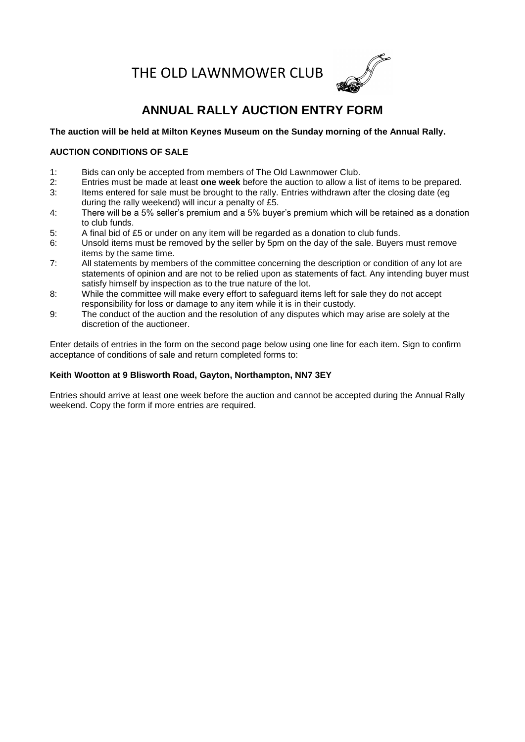# THE OLD LAWNMOWER CLUB

## ANNUAL RALLY AUCTION ENTRY FORM

**The auction will be held at Milton Keynes Museum on the Sunday morning of the Annual Rally.**

**AUCTION CONDITIONS OF SALE**

1: Bids can only be accepted from members of The Old Lawnmower Club.
2: Entries must be made at least **one week** before the auction to allow a list of items to be prepared.
3: Items entered for sale must be brought to the rally. Entries withdrawn after the closing date (eg during the rally weekend) will incur a penalty of £5.
4: There will be a 5% seller's premium and a 5% buyer's premium which will be retained as a donation to club funds.
5: A final bid of £5 or under on any item will be regarded as a donation to club funds.
6: Unsold items must be removed by the seller by 5pm on the day of the sale. Buyers must remove items by the same time.
7: All statements by members of the committee concerning the description or condition of any lot are statements of opinion and are not to be relied upon as statements of fact. Any intending buyer must satisfy himself by inspection as to the true nature of the lot.
8: While the committee will make every effort to safeguard items left for sale they do not accept responsibility for loss or damage to any item while it is in their custody.
9: The conduct of the auction and the resolution of any disputes which may arise are solely at the discretion of the auctioneer.

Enter details of entries in the form on the second page below using one line for each item. Sign to confirm acceptance of conditions of sale and return completed forms to:

**Keith Wootton at 9 Blisworth Road, Gayton, Northampton, NN7 3EY**

Entries should arrive at least one week before the auction and cannot be accepted during the Annual Rally weekend. Copy the form if more entries are required.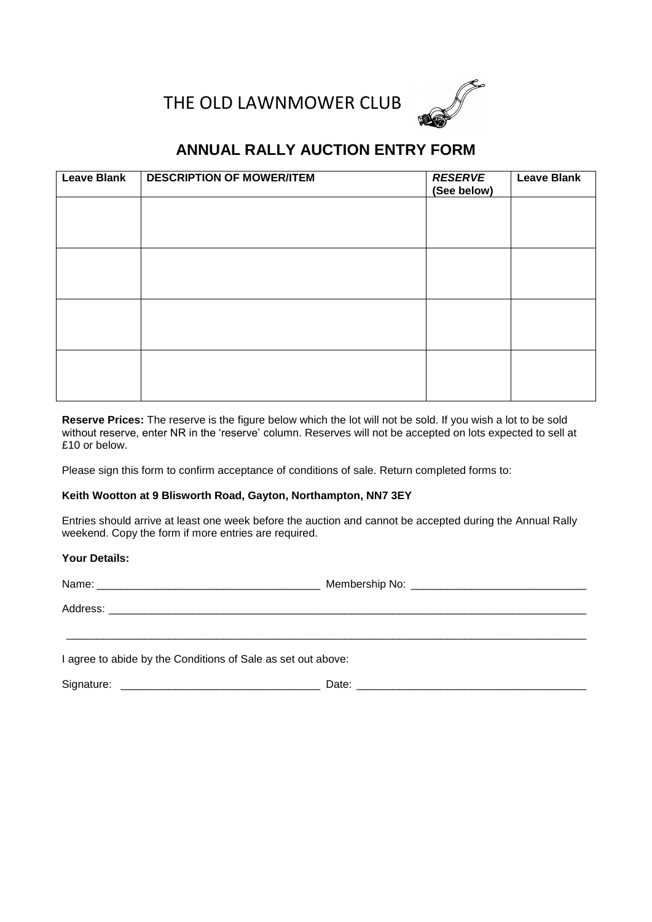# THE OLD LAWNMOWER CLUB

## ANNUAL RALLY AUCTION ENTRY FORM

| Leave Blank | DESCRIPTION OF MOWER/ITEM | ***RESERVE*** **(See below)** | Leave Blank |
|---|---|---|---|
| | | | |
| | | | |
| | | | |
| | | | |

**Reserve Prices:** The reserve is the figure below which the lot will not be sold. If you wish a lot to be sold without reserve, enter NR in the 'reserve' column. Reserves will not be accepted on lots expected to sell at £10 or below.

Please sign this form to confirm acceptance of conditions of sale. Return completed forms to:

**Keith Wootton at 9 Blisworth Road, Gayton, Northampton, NN7 3EY**

Entries should arrive at least one week before the auction and cannot be accepted during the Annual Rally weekend. Copy the form if more entries are required.

**Your Details:**

Name: ____________________________________ Membership No: _____________________________

Address: ________________________________________________________________________________

________________________________________________________________________________________

I agree to abide by the Conditions of Sale as set out above:

Signature: _________________________________ Date: ______________________________________